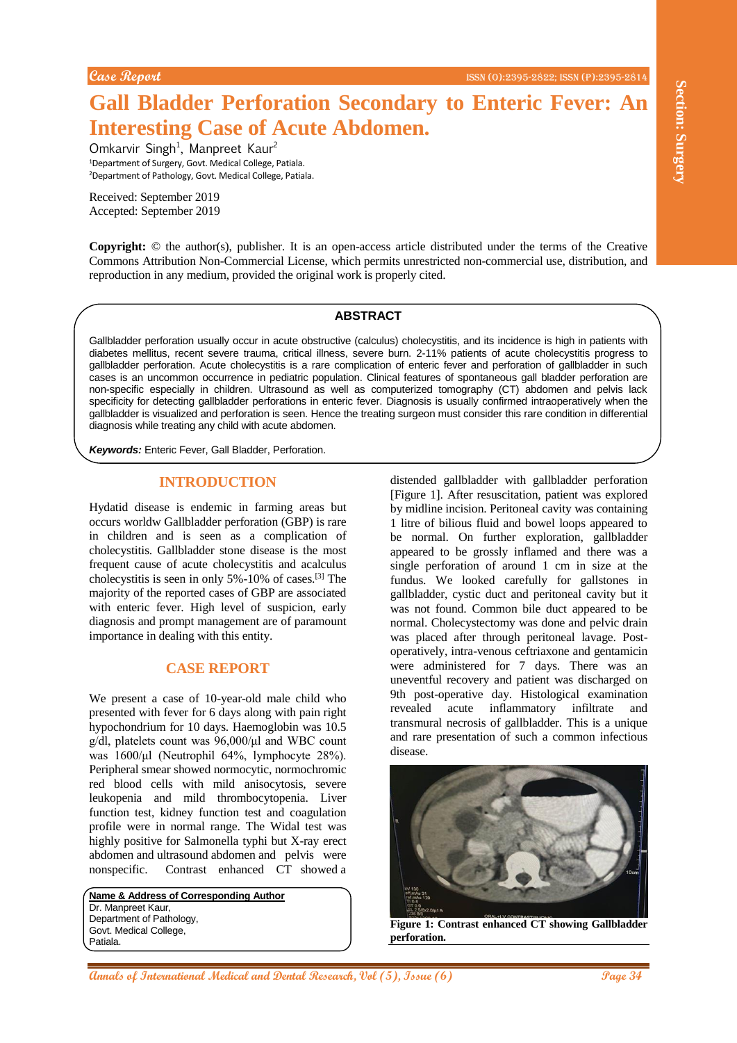Case Report

# Gall Bladder Perforation Secondary to Enteric Fever: An Interesting Case of Acute Abdomen.

Omkarvir Singh[1], Manpreet Kaur[2]

[1]Department of Surgery, Govt. Medical College, Patiala.
[2]Department of Pathology, Govt. Medical College, Patiala.

Received: September 2019
Accepted: September 2019

**Copyright:** © the author(s), publisher. It is an open-access article distributed under the terms of the Creative Commons Attribution Non-Commercial License, which permits unrestricted non-commercial use, distribution, and reproduction in any medium, provided the original work is properly cited.

## ABSTRACT

Gallbladder perforation usually occur in acute obstructive (calculus) cholecystitis, and its incidence is high in patients with diabetes mellitus, recent severe trauma, critical illness, severe burn. 2-11% patients of acute cholecystitis progress to gallbladder perforation. Acute cholecystitis is a rare complication of enteric fever and perforation of gallbladder in such cases is an uncommon occurrence in pediatric population. Clinical features of spontaneous gall bladder perforation are non-specific especially in children. Ultrasound as well as computerized tomography (CT) abdomen and pelvis lack specificity for detecting gallbladder perforations in enteric fever. Diagnosis is usually confirmed intraoperatively when the gallbladder is visualized and perforation is seen. Hence the treating surgeon must consider this rare condition in differential diagnosis while treating any child with acute abdomen.

***Keywords:*** Enteric Fever, Gall Bladder, Perforation.

## INTRODUCTION

Hydatid disease is endemic in farming areas but occurs worldw Gallbladder perforation (GBP) is rare in children and is seen as a complication of cholecystitis. Gallbladder stone disease is the most frequent cause of acute cholecystitis and acalculus cholecystitis is seen in only 5%-10% of cases.[3] The majority of the reported cases of GBP are associated with enteric fever. High level of suspicion, early diagnosis and prompt management are of paramount importance in dealing with this entity.

## CASE REPORT

We present a case of 10-year-old male child who presented with fever for 6 days along with pain right hypochondrium for 10 days. Haemoglobin was 10.5 g/dl, platelets count was 96,000/µl and WBC count was 1600/µl (Neutrophil 64%, lymphocyte 28%). Peripheral smear showed normocytic, normochromic red blood cells with mild anisocytosis, severe leukopenia and mild thrombocytopenia. Liver function test, kidney function test and coagulation profile were in normal range. The Widal test was highly positive for Salmonella typhi but X-ray erect abdomen and ultrasound abdomen and pelvis were nonspecific. Contrast enhanced CT showed a distended gallbladder with gallbladder perforation [Figure 1]. After resuscitation, patient was explored by midline incision. Peritoneal cavity was containing 1 litre of bilious fluid and bowel loops appeared to be normal. On further exploration, gallbladder appeared to be grossly inflamed and there was a single perforation of around 1 cm in size at the fundus. We looked carefully for gallstones in gallbladder, cystic duct and peritoneal cavity but it was not found. Common bile duct appeared to be normal. Cholecystectomy was done and pelvic drain was placed after through peritoneal lavage. Post-operatively, intra-venous ceftriaxone and gentamicin were administered for 7 days. There was an uneventful recovery and patient was discharged on 9th post-operative day. Histological examination revealed acute inflammatory infiltrate and transmural necrosis of gallbladder. This is a unique and rare presentation of such a common infectious disease.

**Figure 1: Contrast enhanced CT showing Gallbladder perforation.**

**Name & Address of Corresponding Author**
Dr. Manpreet Kaur,
Department of Pathology,
Govt. Medical College,
Patiala.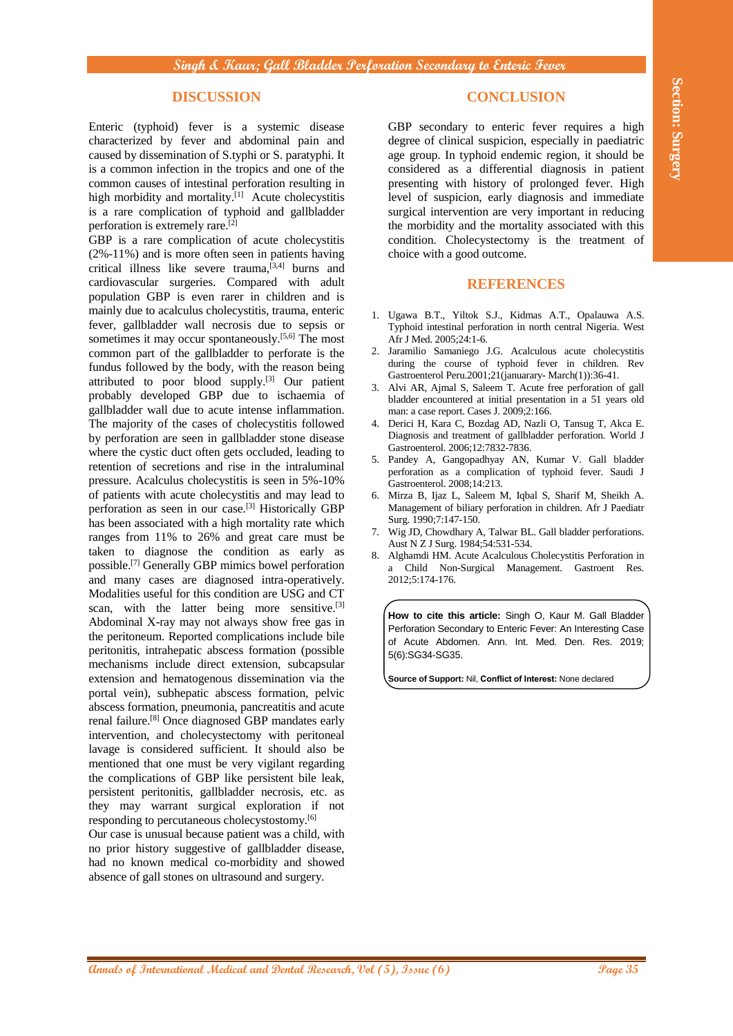## DISCUSSION

Enteric (typhoid) fever is a systemic disease characterized by fever and abdominal pain and caused by dissemination of S.typhi or S. paratyphi. It is a common infection in the tropics and one of the common causes of intestinal perforation resulting in high morbidity and mortality.[1] Acute cholecystitis is a rare complication of typhoid and gallbladder perforation is extremely rare.[2]

GBP is a rare complication of acute cholecystitis (2%-11%) and is more often seen in patients having critical illness like severe trauma,[3,4] burns and cardiovascular surgeries. Compared with adult population GBP is even rarer in children and is mainly due to acalculus cholecystitis, trauma, enteric fever, gallbladder wall necrosis due to sepsis or sometimes it may occur spontaneously.[5,6] The most common part of the gallbladder to perforate is the fundus followed by the body, with the reason being attributed to poor blood supply.[3] Our patient probably developed GBP due to ischaemia of gallbladder wall due to acute intense inflammation. The majority of the cases of cholecystitis followed by perforation are seen in gallbladder stone disease where the cystic duct often gets occluded, leading to retention of secretions and rise in the intraluminal pressure. Acalculus cholecystitis is seen in 5%-10% of patients with acute cholecystitis and may lead to perforation as seen in our case.[3] Historically GBP has been associated with a high mortality rate which ranges from 11% to 26% and great care must be taken to diagnose the condition as early as possible.[7] Generally GBP mimics bowel perforation and many cases are diagnosed intra-operatively. Modalities useful for this condition are USG and CT scan, with the latter being more sensitive.[3] Abdominal X-ray may not always show free gas in the peritoneum. Reported complications include bile peritonitis, intrahepatic abscess formation (possible mechanisms include direct extension, subcapsular extension and hematogenous dissemination via the portal vein), subhepatic abscess formation, pelvic abscess formation, pneumonia, pancreatitis and acute renal failure.[8] Once diagnosed GBP mandates early intervention, and cholecystectomy with peritoneal lavage is considered sufficient. It should also be mentioned that one must be very vigilant regarding the complications of GBP like persistent bile leak, persistent peritonitis, gallbladder necrosis, etc. as they may warrant surgical exploration if not responding to percutaneous cholecystostomy.[6]

Our case is unusual because patient was a child, with no prior history suggestive of gallbladder disease, had no known medical co-morbidity and showed absence of gall stones on ultrasound and surgery.

## CONCLUSION

GBP secondary to enteric fever requires a high degree of clinical suspicion, especially in paediatric age group. In typhoid endemic region, it should be considered as a differential diagnosis in patient presenting with history of prolonged fever. High level of suspicion, early diagnosis and immediate surgical intervention are very important in reducing the morbidity and the mortality associated with this condition. Cholecystectomy is the treatment of choice with a good outcome.

## REFERENCES

1. Ugawa B.T., Yiltok S.J., Kidmas A.T., Opalauwa A.S. Typhoid intestinal perforation in north central Nigeria. West Afr J Med. 2005;24:1-6.
2. Jaramilio Samaniego J.G. Acalculous acute cholecystitis during the course of typhoid fever in children. Rev Gastroenterol Peru.2001;21(januarary- March(1)):36-41.
3. Alvi AR, Ajmal S, Saleem T. Acute free perforation of gall bladder encountered at initial presentation in a 51 years old man: a case report. Cases J. 2009;2:166.
4. Derici H, Kara C, Bozdag AD, Nazli O, Tansug T, Akca E. Diagnosis and treatment of gallbladder perforation. World J Gastroenterol. 2006;12:7832-7836.
5. Pandey A, Gangopadhyay AN, Kumar V. Gall bladder perforation as a complication of typhoid fever. Saudi J Gastroenterol. 2008;14:213.
6. Mirza B, Ijaz L, Saleem M, Iqbal S, Sharif M, Sheikh A. Management of biliary perforation in children. Afr J Paediatr Surg. 1990;7:147-150.
7. Wig JD, Chowdhary A, Talwar BL. Gall bladder perforations. Aust N Z J Surg. 1984;54:531-534.
8. Alghamdi HM. Acute Acalculous Cholecystitis Perforation in a Child Non-Surgical Management. Gastroent Res. 2012;5:174-176.

**How to cite this article:** Singh O, Kaur M. Gall Bladder Perforation Secondary to Enteric Fever: An Interesting Case of Acute Abdomen. Ann. Int. Med. Den. Res. 2019; 5(6):SG34-SG35.

**Source of Support:** Nil, **Conflict of Interest:** None declared